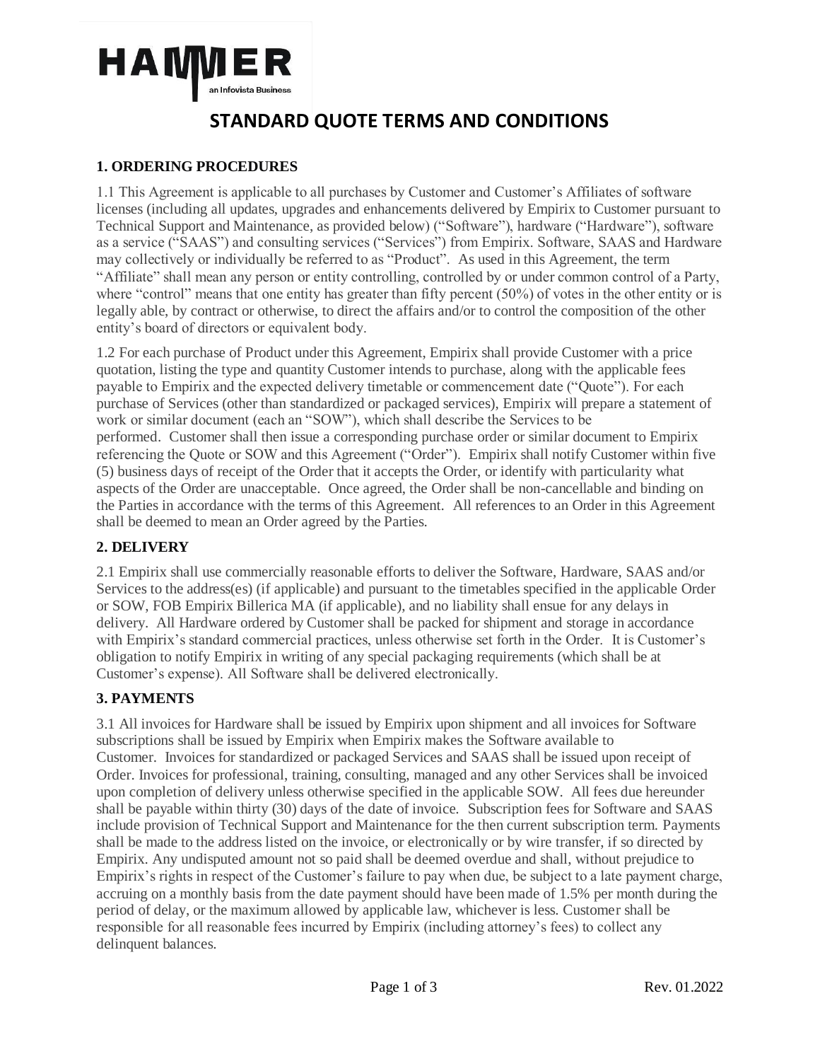# STANDARD QUOTE TERMS AND CONDITIONS

## 1. ORDERING PROCEDURES

1.1 This Agreement is applicable to all purchases by Customer and Customer's Affiliates of software licenses (including all updates, upgrades and enhancements delivered by Empirix to Customer pursuant to Technical Support and Maintenance, as provided below) ("Software"), hardware ("Hardware"), software as a service ("SAAS") and consulting services ("Services") from Empirix. Software, SAAS and Hardware may collectively or individually be referred to as "Product". As used in this Agreement, the term "Affiliate" shall mean any person or entity controlling, controlled by or under common control of a Party, where "control" means that one entity has greater than fifty percent (50%) of votes in the other entity or is legally able, by contract or otherwise, to direct the affairs and/or to control the composition of the other entity's board of directors or equivalent body.

1.2 For each purchase of Product under this Agreement, Empirix shall provide Customer with a price quotation, listing the type and quantity Customer intends to purchase, along with the applicable fees payable to Empirix and the expected delivery timetable or commencement date ("Quote"). For each purchase of Services (other than standardized or packaged services), Empirix will prepare a statement of work or similar document (each an "SOW"), which shall describe the Services to be performed. Customer shall then issue a corresponding purchase order or similar document to Empirix referencing the Quote or SOW and this Agreement ("Order"). Empirix shall notify Customer within five (5) business days of receipt of the Order that it accepts the Order, or identify with particularity what aspects of the Order are unacceptable. Once agreed, the Order shall be non-cancellable and binding on the Parties in accordance with the terms of this Agreement. All references to an Order in this Agreement shall be deemed to mean an Order agreed by the Parties.

## 2. DELIVERY

2.1 Empirix shall use commercially reasonable efforts to deliver the Software, Hardware, SAAS and/or Services to the address(es) (if applicable) and pursuant to the timetables specified in the applicable Order or SOW, FOB Empirix Billerica MA (if applicable), and no liability shall ensue for any delays in delivery. All Hardware ordered by Customer shall be packed for shipment and storage in accordance with Empirix's standard commercial practices, unless otherwise set forth in the Order. It is Customer's obligation to notify Empirix in writing of any special packaging requirements (which shall be at Customer's expense). All Software shall be delivered electronically.

## 3. PAYMENTS

3.1 All invoices for Hardware shall be issued by Empirix upon shipment and all invoices for Software subscriptions shall be issued by Empirix when Empirix makes the Software available to Customer. Invoices for standardized or packaged Services and SAAS shall be issued upon receipt of Order. Invoices for professional, training, consulting, managed and any other Services shall be invoiced upon completion of delivery unless otherwise specified in the applicable SOW. All fees due hereunder shall be payable within thirty (30) days of the date of invoice. Subscription fees for Software and SAAS include provision of Technical Support and Maintenance for the then current subscription term. Payments shall be made to the address listed on the invoice, or electronically or by wire transfer, if so directed by Empirix. Any undisputed amount not so paid shall be deemed overdue and shall, without prejudice to Empirix's rights in respect of the Customer's failure to pay when due, be subject to a late payment charge, accruing on a monthly basis from the date payment should have been made of 1.5% per month during the period of delay, or the maximum allowed by applicable law, whichever is less. Customer shall be responsible for all reasonable fees incurred by Empirix (including attorney's fees) to collect any delinquent balances.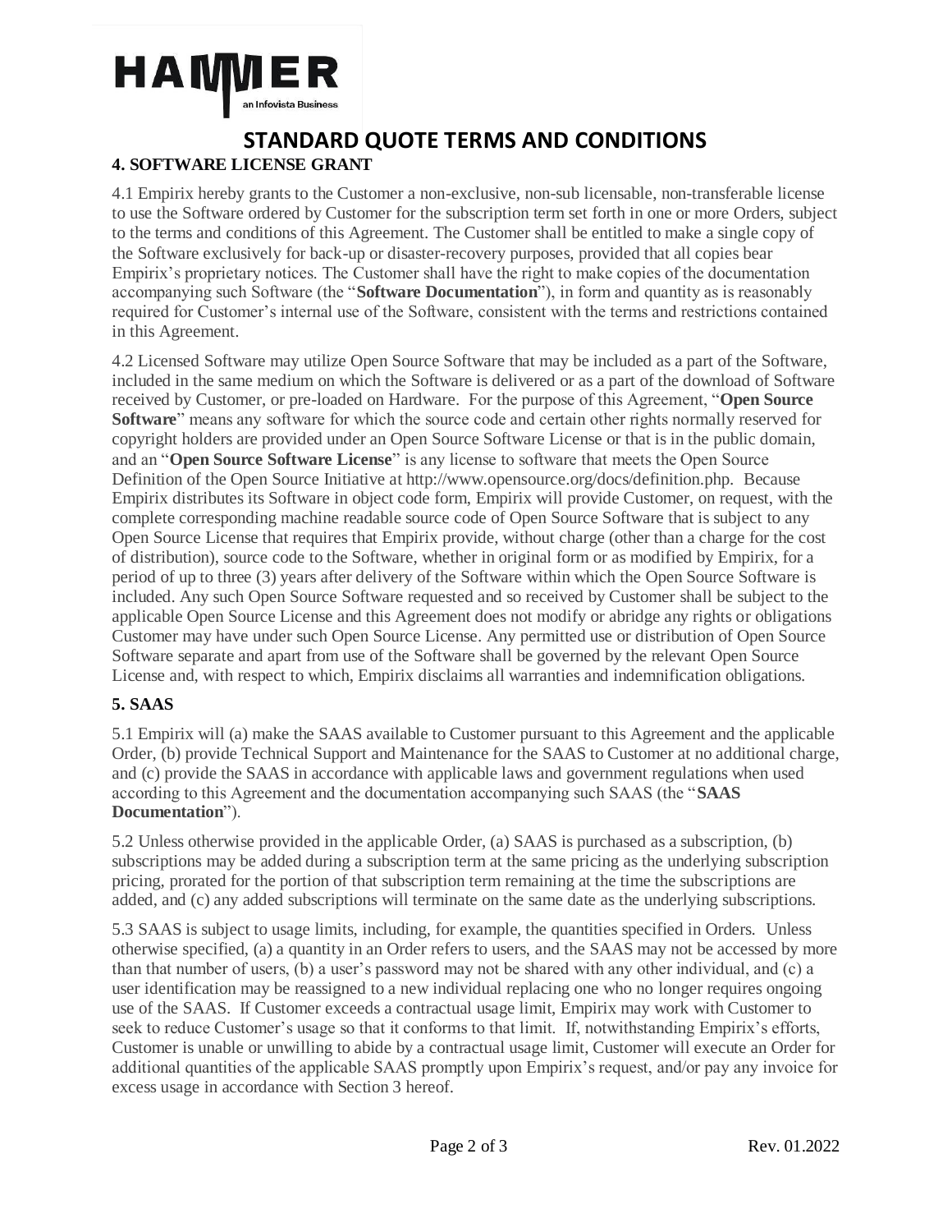# STANDARD QUOTE TERMS AND CONDITIONS

## 4. SOFTWARE LICENSE GRANT

4.1 Empirix hereby grants to the Customer a non-exclusive, non-sub licensable, non-transferable license to use the Software ordered by Customer for the subscription term set forth in one or more Orders, subject to the terms and conditions of this Agreement. The Customer shall be entitled to make a single copy of the Software exclusively for back-up or disaster-recovery purposes, provided that all copies bear Empirix's proprietary notices. The Customer shall have the right to make copies of the documentation accompanying such Software (the "**Software Documentation**"), in form and quantity as is reasonably required for Customer's internal use of the Software, consistent with the terms and restrictions contained in this Agreement.

4.2 Licensed Software may utilize Open Source Software that may be included as a part of the Software, included in the same medium on which the Software is delivered or as a part of the download of Software received by Customer, or pre-loaded on Hardware. For the purpose of this Agreement, "**Open Source Software**" means any software for which the source code and certain other rights normally reserved for copyright holders are provided under an Open Source Software License or that is in the public domain, and an "**Open Source Software License**" is any license to software that meets the Open Source Definition of the Open Source Initiative at http://www.opensource.org/docs/definition.php. Because Empirix distributes its Software in object code form, Empirix will provide Customer, on request, with the complete corresponding machine readable source code of Open Source Software that is subject to any Open Source License that requires that Empirix provide, without charge (other than a charge for the cost of distribution), source code to the Software, whether in original form or as modified by Empirix, for a period of up to three (3) years after delivery of the Software within which the Open Source Software is included. Any such Open Source Software requested and so received by Customer shall be subject to the applicable Open Source License and this Agreement does not modify or abridge any rights or obligations Customer may have under such Open Source License. Any permitted use or distribution of Open Source Software separate and apart from use of the Software shall be governed by the relevant Open Source License and, with respect to which, Empirix disclaims all warranties and indemnification obligations.

## 5. SAAS

5.1 Empirix will (a) make the SAAS available to Customer pursuant to this Agreement and the applicable Order, (b) provide Technical Support and Maintenance for the SAAS to Customer at no additional charge, and (c) provide the SAAS in accordance with applicable laws and government regulations when used according to this Agreement and the documentation accompanying such SAAS (the "**SAAS Documentation**").

5.2 Unless otherwise provided in the applicable Order, (a) SAAS is purchased as a subscription, (b) subscriptions may be added during a subscription term at the same pricing as the underlying subscription pricing, prorated for the portion of that subscription term remaining at the time the subscriptions are added, and (c) any added subscriptions will terminate on the same date as the underlying subscriptions.

5.3 SAAS is subject to usage limits, including, for example, the quantities specified in Orders. Unless otherwise specified, (a) a quantity in an Order refers to users, and the SAAS may not be accessed by more than that number of users, (b) a user's password may not be shared with any other individual, and (c) a user identification may be reassigned to a new individual replacing one who no longer requires ongoing use of the SAAS. If Customer exceeds a contractual usage limit, Empirix may work with Customer to seek to reduce Customer's usage so that it conforms to that limit. If, notwithstanding Empirix's efforts, Customer is unable or unwilling to abide by a contractual usage limit, Customer will execute an Order for additional quantities of the applicable SAAS promptly upon Empirix's request, and/or pay any invoice for excess usage in accordance with Section 3 hereof.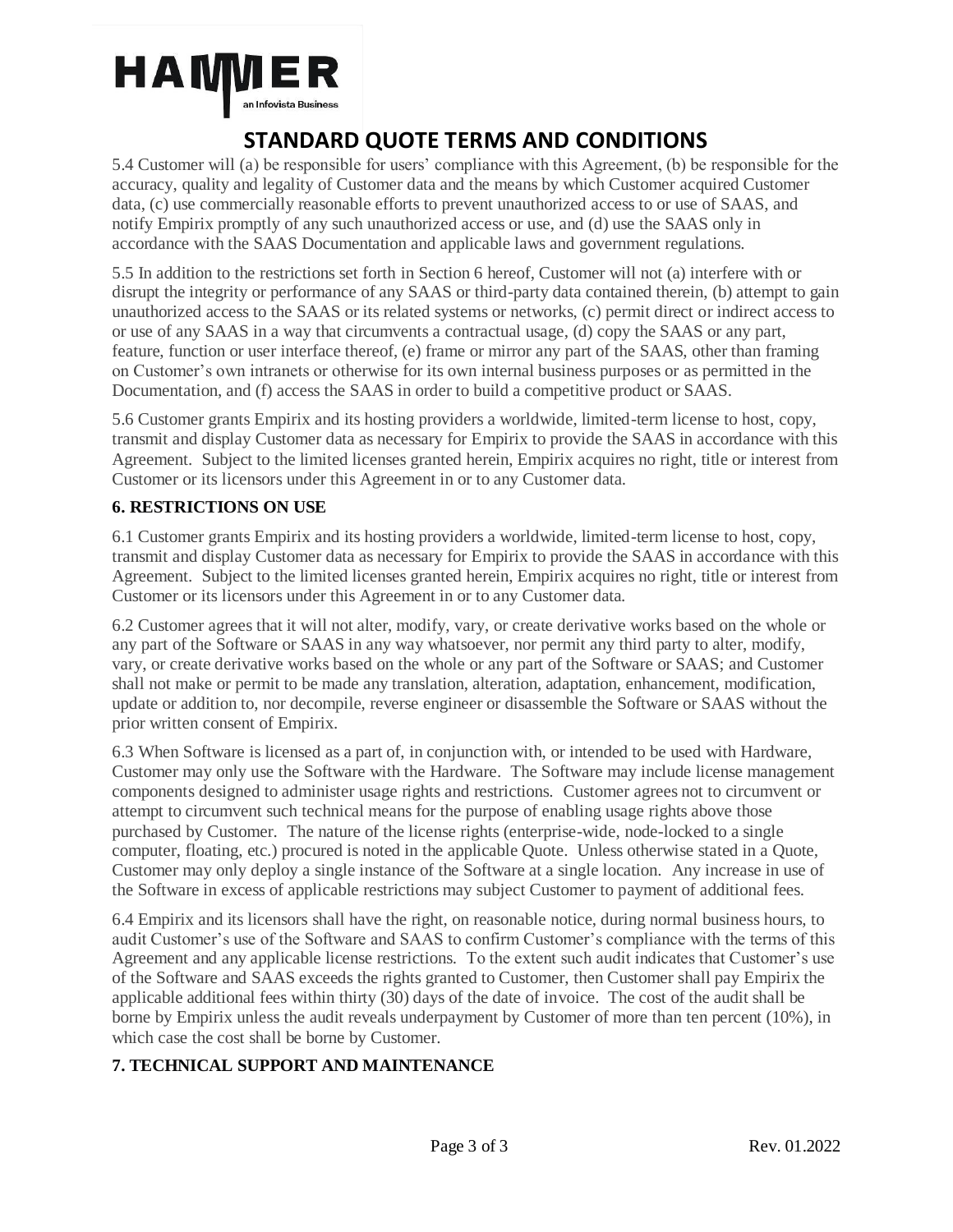# STANDARD QUOTE TERMS AND CONDITIONS

5.4 Customer will (a) be responsible for users' compliance with this Agreement, (b) be responsible for the accuracy, quality and legality of Customer data and the means by which Customer acquired Customer data, (c) use commercially reasonable efforts to prevent unauthorized access to or use of SAAS, and notify Empirix promptly of any such unauthorized access or use, and (d) use the SAAS only in accordance with the SAAS Documentation and applicable laws and government regulations.

5.5 In addition to the restrictions set forth in Section 6 hereof, Customer will not (a) interfere with or disrupt the integrity or performance of any SAAS or third-party data contained therein, (b) attempt to gain unauthorized access to the SAAS or its related systems or networks, (c) permit direct or indirect access to or use of any SAAS in a way that circumvents a contractual usage, (d) copy the SAAS or any part, feature, function or user interface thereof, (e) frame or mirror any part of the SAAS, other than framing on Customer's own intranets or otherwise for its own internal business purposes or as permitted in the Documentation, and (f) access the SAAS in order to build a competitive product or SAAS.

5.6 Customer grants Empirix and its hosting providers a worldwide, limited-term license to host, copy, transmit and display Customer data as necessary for Empirix to provide the SAAS in accordance with this Agreement. Subject to the limited licenses granted herein, Empirix acquires no right, title or interest from Customer or its licensors under this Agreement in or to any Customer data.

**6. RESTRICTIONS ON USE**

6.1 Customer grants Empirix and its hosting providers a worldwide, limited-term license to host, copy, transmit and display Customer data as necessary for Empirix to provide the SAAS in accordance with this Agreement. Subject to the limited licenses granted herein, Empirix acquires no right, title or interest from Customer or its licensors under this Agreement in or to any Customer data.

6.2 Customer agrees that it will not alter, modify, vary, or create derivative works based on the whole or any part of the Software or SAAS in any way whatsoever, nor permit any third party to alter, modify, vary, or create derivative works based on the whole or any part of the Software or SAAS; and Customer shall not make or permit to be made any translation, alteration, adaptation, enhancement, modification, update or addition to, nor decompile, reverse engineer or disassemble the Software or SAAS without the prior written consent of Empirix.

6.3 When Software is licensed as a part of, in conjunction with, or intended to be used with Hardware, Customer may only use the Software with the Hardware. The Software may include license management components designed to administer usage rights and restrictions. Customer agrees not to circumvent or attempt to circumvent such technical means for the purpose of enabling usage rights above those purchased by Customer. The nature of the license rights (enterprise-wide, node-locked to a single computer, floating, etc.) procured is noted in the applicable Quote. Unless otherwise stated in a Quote, Customer may only deploy a single instance of the Software at a single location. Any increase in use of the Software in excess of applicable restrictions may subject Customer to payment of additional fees.

6.4 Empirix and its licensors shall have the right, on reasonable notice, during normal business hours, to audit Customer's use of the Software and SAAS to confirm Customer's compliance with the terms of this Agreement and any applicable license restrictions. To the extent such audit indicates that Customer's use of the Software and SAAS exceeds the rights granted to Customer, then Customer shall pay Empirix the applicable additional fees within thirty (30) days of the date of invoice. The cost of the audit shall be borne by Empirix unless the audit reveals underpayment by Customer of more than ten percent (10%), in which case the cost shall be borne by Customer.

**7. TECHNICAL SUPPORT AND MAINTENANCE**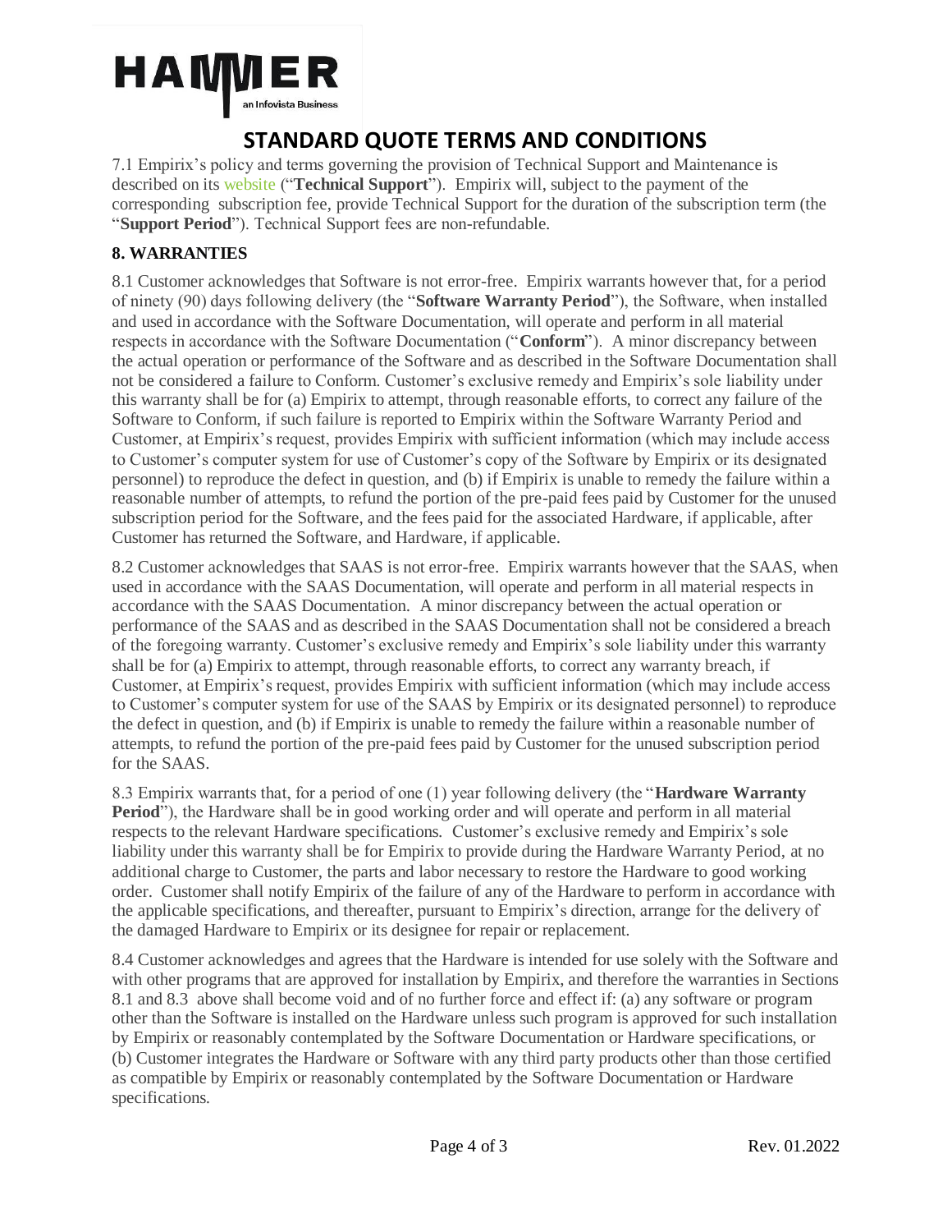# STANDARD QUOTE TERMS AND CONDITIONS

7.1 Empirix's policy and terms governing the provision of Technical Support and Maintenance is described on its website ("**Technical Support**"). Empirix will, subject to the payment of the corresponding subscription fee, provide Technical Support for the duration of the subscription term (the "**Support Period**"). Technical Support fees are non-refundable.

## 8. WARRANTIES

8.1 Customer acknowledges that Software is not error-free. Empirix warrants however that, for a period of ninety (90) days following delivery (the "**Software Warranty Period**"), the Software, when installed and used in accordance with the Software Documentation, will operate and perform in all material respects in accordance with the Software Documentation ("**Conform**"). A minor discrepancy between the actual operation or performance of the Software and as described in the Software Documentation shall not be considered a failure to Conform. Customer's exclusive remedy and Empirix's sole liability under this warranty shall be for (a) Empirix to attempt, through reasonable efforts, to correct any failure of the Software to Conform, if such failure is reported to Empirix within the Software Warranty Period and Customer, at Empirix's request, provides Empirix with sufficient information (which may include access to Customer's computer system for use of Customer's copy of the Software by Empirix or its designated personnel) to reproduce the defect in question, and (b) if Empirix is unable to remedy the failure within a reasonable number of attempts, to refund the portion of the pre-paid fees paid by Customer for the unused subscription period for the Software, and the fees paid for the associated Hardware, if applicable, after Customer has returned the Software, and Hardware, if applicable.

8.2 Customer acknowledges that SAAS is not error-free. Empirix warrants however that the SAAS, when used in accordance with the SAAS Documentation, will operate and perform in all material respects in accordance with the SAAS Documentation. A minor discrepancy between the actual operation or performance of the SAAS and as described in the SAAS Documentation shall not be considered a breach of the foregoing warranty. Customer's exclusive remedy and Empirix's sole liability under this warranty shall be for (a) Empirix to attempt, through reasonable efforts, to correct any warranty breach, if Customer, at Empirix's request, provides Empirix with sufficient information (which may include access to Customer's computer system for use of the SAAS by Empirix or its designated personnel) to reproduce the defect in question, and (b) if Empirix is unable to remedy the failure within a reasonable number of attempts, to refund the portion of the pre-paid fees paid by Customer for the unused subscription period for the SAAS.

8.3 Empirix warrants that, for a period of one (1) year following delivery (the "**Hardware Warranty Period**"), the Hardware shall be in good working order and will operate and perform in all material respects to the relevant Hardware specifications. Customer's exclusive remedy and Empirix's sole liability under this warranty shall be for Empirix to provide during the Hardware Warranty Period, at no additional charge to Customer, the parts and labor necessary to restore the Hardware to good working order. Customer shall notify Empirix of the failure of any of the Hardware to perform in accordance with the applicable specifications, and thereafter, pursuant to Empirix's direction, arrange for the delivery of the damaged Hardware to Empirix or its designee for repair or replacement.

8.4 Customer acknowledges and agrees that the Hardware is intended for use solely with the Software and with other programs that are approved for installation by Empirix, and therefore the warranties in Sections 8.1 and 8.3 above shall become void and of no further force and effect if: (a) any software or program other than the Software is installed on the Hardware unless such program is approved for such installation by Empirix or reasonably contemplated by the Software Documentation or Hardware specifications, or (b) Customer integrates the Hardware or Software with any third party products other than those certified as compatible by Empirix or reasonably contemplated by the Software Documentation or Hardware specifications.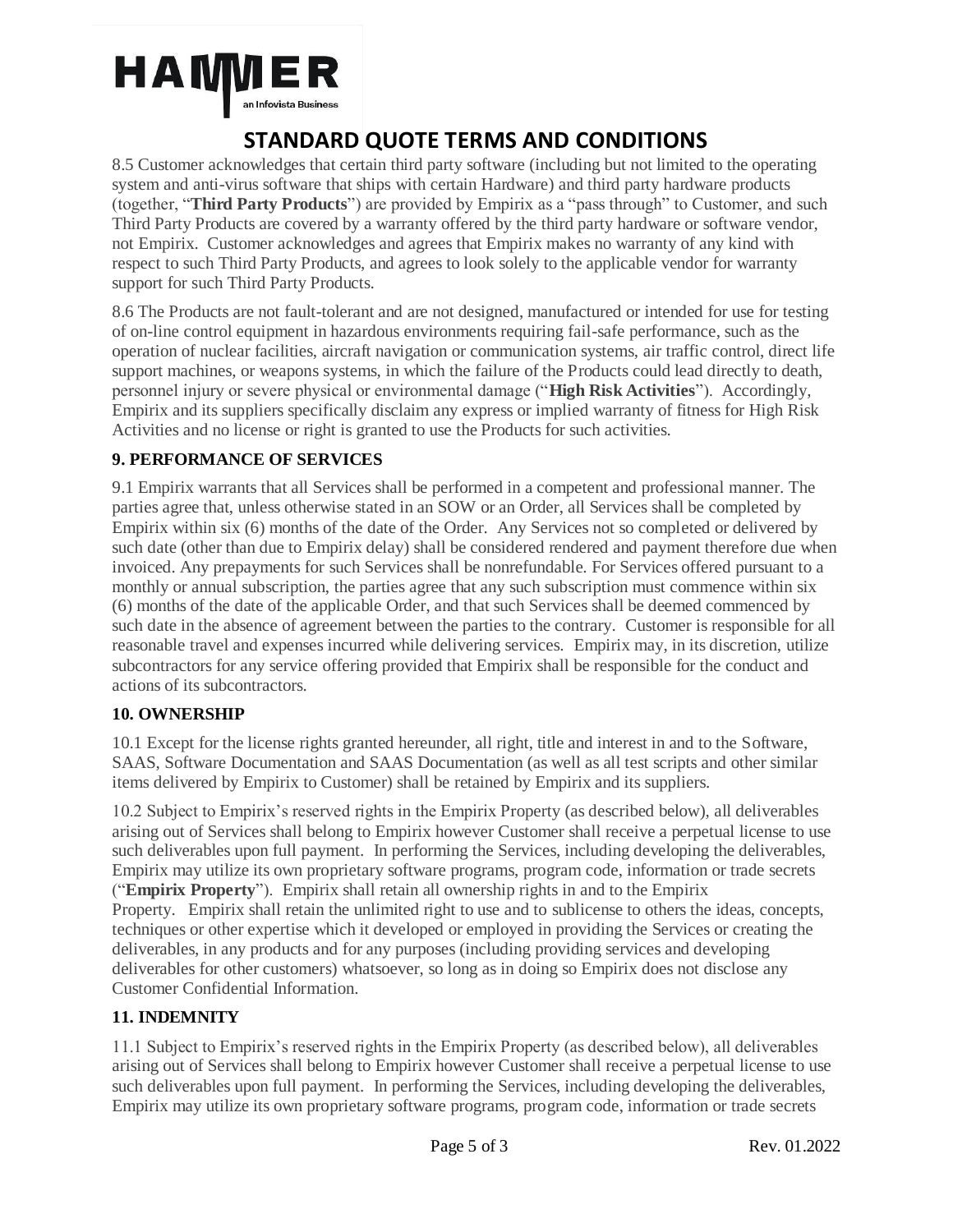8.5 Customer acknowledges that certain third party software (including but not limited to the operating system and anti-virus software that ships with certain Hardware) and third party hardware products (together, "**Third Party Products**") are provided by Empirix as a "pass through" to Customer, and such Third Party Products are covered by a warranty offered by the third party hardware or software vendor, not Empirix. Customer acknowledges and agrees that Empirix makes no warranty of any kind with respect to such Third Party Products, and agrees to look solely to the applicable vendor for warranty support for such Third Party Products.

8.6 The Products are not fault-tolerant and are not designed, manufactured or intended for use for testing of on-line control equipment in hazardous environments requiring fail-safe performance, such as the operation of nuclear facilities, aircraft navigation or communication systems, air traffic control, direct life support machines, or weapons systems, in which the failure of the Products could lead directly to death, personnel injury or severe physical or environmental damage ("**High Risk Activities**"). Accordingly, Empirix and its suppliers specifically disclaim any express or implied warranty of fitness for High Risk Activities and no license or right is granted to use the Products for such activities.

### 9. PERFORMANCE OF SERVICES

9.1 Empirix warrants that all Services shall be performed in a competent and professional manner. The parties agree that, unless otherwise stated in an SOW or an Order, all Services shall be completed by Empirix within six (6) months of the date of the Order. Any Services not so completed or delivered by such date (other than due to Empirix delay) shall be considered rendered and payment therefore due when invoiced. Any prepayments for such Services shall be nonrefundable. For Services offered pursuant to a monthly or annual subscription, the parties agree that any such subscription must commence within six (6) months of the date of the applicable Order, and that such Services shall be deemed commenced by such date in the absence of agreement between the parties to the contrary. Customer is responsible for all reasonable travel and expenses incurred while delivering services. Empirix may, in its discretion, utilize subcontractors for any service offering provided that Empirix shall be responsible for the conduct and actions of its subcontractors.

### 10. OWNERSHIP

10.1 Except for the license rights granted hereunder, all right, title and interest in and to the Software, SAAS, Software Documentation and SAAS Documentation (as well as all test scripts and other similar items delivered by Empirix to Customer) shall be retained by Empirix and its suppliers.

10.2 Subject to Empirix's reserved rights in the Empirix Property (as described below), all deliverables arising out of Services shall belong to Empirix however Customer shall receive a perpetual license to use such deliverables upon full payment. In performing the Services, including developing the deliverables, Empirix may utilize its own proprietary software programs, program code, information or trade secrets ("**Empirix Property**"). Empirix shall retain all ownership rights in and to the Empirix Property. Empirix shall retain the unlimited right to use and to sublicense to others the ideas, concepts, techniques or other expertise which it developed or employed in providing the Services or creating the deliverables, in any products and for any purposes (including providing services and developing deliverables for other customers) whatsoever, so long as in doing so Empirix does not disclose any Customer Confidential Information.

### 11. INDEMNITY

11.1 Subject to Empirix's reserved rights in the Empirix Property (as described below), all deliverables arising out of Services shall belong to Empirix however Customer shall receive a perpetual license to use such deliverables upon full payment. In performing the Services, including developing the deliverables, Empirix may utilize its own proprietary software programs, program code, information or trade secrets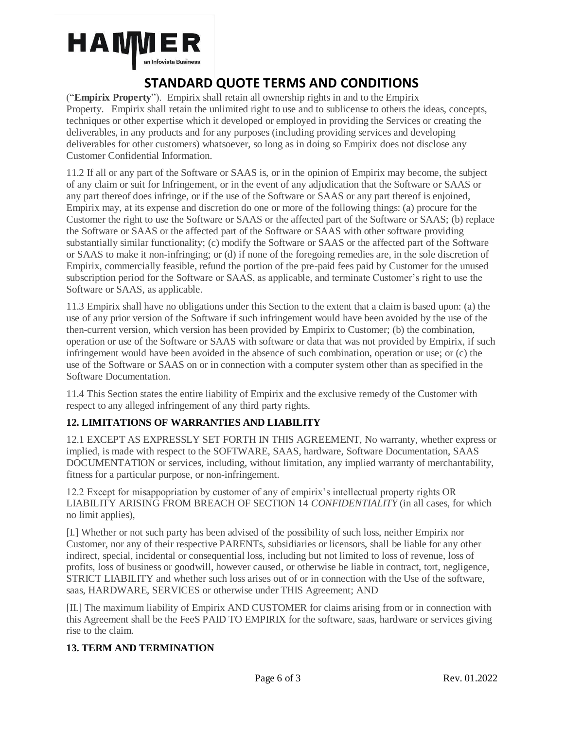("**Empirix Property**"). Empirix shall retain all ownership rights in and to the Empirix Property. Empirix shall retain the unlimited right to use and to sublicense to others the ideas, concepts, techniques or other expertise which it developed or employed in providing the Services or creating the deliverables, in any products and for any purposes (including providing services and developing deliverables for other customers) whatsoever, so long as in doing so Empirix does not disclose any Customer Confidential Information.

11.2 If all or any part of the Software or SAAS is, or in the opinion of Empirix may become, the subject of any claim or suit for Infringement, or in the event of any adjudication that the Software or SAAS or any part thereof does infringe, or if the use of the Software or SAAS or any part thereof is enjoined, Empirix may, at its expense and discretion do one or more of the following things: (a) procure for the Customer the right to use the Software or SAAS or the affected part of the Software or SAAS; (b) replace the Software or SAAS or the affected part of the Software or SAAS with other software providing substantially similar functionality; (c) modify the Software or SAAS or the affected part of the Software or SAAS to make it non-infringing; or (d) if none of the foregoing remedies are, in the sole discretion of Empirix, commercially feasible, refund the portion of the pre-paid fees paid by Customer for the unused subscription period for the Software or SAAS, as applicable, and terminate Customer's right to use the Software or SAAS, as applicable.

11.3 Empirix shall have no obligations under this Section to the extent that a claim is based upon: (a) the use of any prior version of the Software if such infringement would have been avoided by the use of the then-current version, which version has been provided by Empirix to Customer; (b) the combination, operation or use of the Software or SAAS with software or data that was not provided by Empirix, if such infringement would have been avoided in the absence of such combination, operation or use; or (c) the use of the Software or SAAS on or in connection with a computer system other than as specified in the Software Documentation.

11.4 This Section states the entire liability of Empirix and the exclusive remedy of the Customer with respect to any alleged infringement of any third party rights.

**12. LIMITATIONS OF WARRANTIES AND LIABILITY**

12.1 EXCEPT AS EXPRESSLY SET FORTH IN THIS AGREEMENT, No warranty, whether express or implied, is made with respect to the SOFTWARE, SAAS, hardware, Software Documentation, SAAS DOCUMENTATION or services, including, without limitation, any implied warranty of merchantability, fitness for a particular purpose, or non-infringement.

12.2 Except for misappopriation by customer of any of empirix's intellectual property rights OR LIABILITY ARISING FROM BREACH OF SECTION 14 *CONFIDENTIALITY* (in all cases, for which no limit applies),

[I.] Whether or not such party has been advised of the possibility of such loss, neither Empirix nor Customer, nor any of their respective PARENTs, subsidiaries or licensors, shall be liable for any other indirect, special, incidental or consequential loss, including but not limited to loss of revenue, loss of profits, loss of business or goodwill, however caused, or otherwise be liable in contract, tort, negligence, STRICT LIABILITY and whether such loss arises out of or in connection with the Use of the software, saas, HARDWARE, SERVICES or otherwise under THIS Agreement; AND

[II.] The maximum liability of Empirix AND CUSTOMER for claims arising from or in connection with this Agreement shall be the FeeS PAID TO EMPIRIX for the software, saas, hardware or services giving rise to the claim.

**13. TERM AND TERMINATION**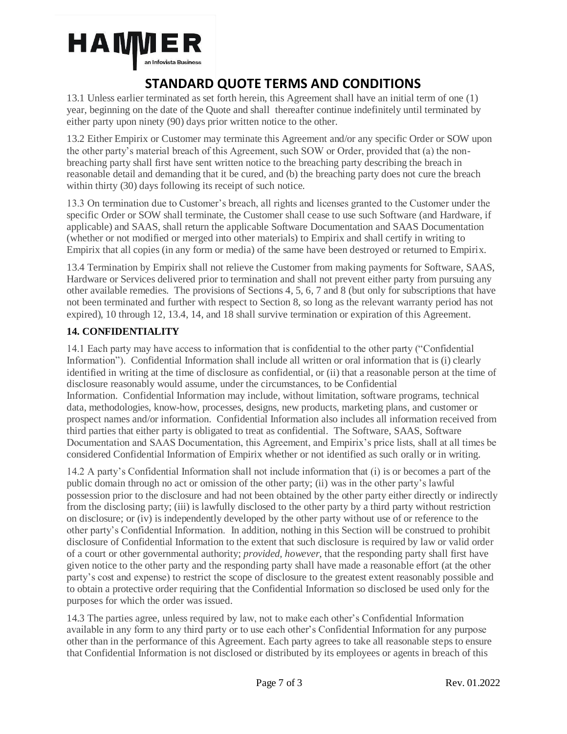# STANDARD QUOTE TERMS AND CONDITIONS

13.1 Unless earlier terminated as set forth herein, this Agreement shall have an initial term of one (1) year, beginning on the date of the Quote and shall thereafter continue indefinitely until terminated by either party upon ninety (90) days prior written notice to the other.

13.2 Either Empirix or Customer may terminate this Agreement and/or any specific Order or SOW upon the other party's material breach of this Agreement, such SOW or Order, provided that (a) the non-breaching party shall first have sent written notice to the breaching party describing the breach in reasonable detail and demanding that it be cured, and (b) the breaching party does not cure the breach within thirty (30) days following its receipt of such notice.

13.3 On termination due to Customer's breach, all rights and licenses granted to the Customer under the specific Order or SOW shall terminate, the Customer shall cease to use such Software (and Hardware, if applicable) and SAAS, shall return the applicable Software Documentation and SAAS Documentation (whether or not modified or merged into other materials) to Empirix and shall certify in writing to Empirix that all copies (in any form or media) of the same have been destroyed or returned to Empirix.

13.4 Termination by Empirix shall not relieve the Customer from making payments for Software, SAAS, Hardware or Services delivered prior to termination and shall not prevent either party from pursuing any other available remedies. The provisions of Sections 4, 5, 6, 7 and 8 (but only for subscriptions that have not been terminated and further with respect to Section 8, so long as the relevant warranty period has not expired), 10 through 12, 13.4, 14, and 18 shall survive termination or expiration of this Agreement.

**14. CONFIDENTIALITY**

14.1 Each party may have access to information that is confidential to the other party ("Confidential Information"). Confidential Information shall include all written or oral information that is (i) clearly identified in writing at the time of disclosure as confidential, or (ii) that a reasonable person at the time of disclosure reasonably would assume, under the circumstances, to be Confidential Information. Confidential Information may include, without limitation, software programs, technical data, methodologies, know-how, processes, designs, new products, marketing plans, and customer or prospect names and/or information. Confidential Information also includes all information received from third parties that either party is obligated to treat as confidential. The Software, SAAS, Software Documentation and SAAS Documentation, this Agreement, and Empirix's price lists, shall at all times be considered Confidential Information of Empirix whether or not identified as such orally or in writing.

14.2 A party's Confidential Information shall not include information that (i) is or becomes a part of the public domain through no act or omission of the other party; (ii) was in the other party's lawful possession prior to the disclosure and had not been obtained by the other party either directly or indirectly from the disclosing party; (iii) is lawfully disclosed to the other party by a third party without restriction on disclosure; or (iv) is independently developed by the other party without use of or reference to the other party's Confidential Information. In addition, nothing in this Section will be construed to prohibit disclosure of Confidential Information to the extent that such disclosure is required by law or valid order of a court or other governmental authority; *provided, however,* that the responding party shall first have given notice to the other party and the responding party shall have made a reasonable effort (at the other party's cost and expense) to restrict the scope of disclosure to the greatest extent reasonably possible and to obtain a protective order requiring that the Confidential Information so disclosed be used only for the purposes for which the order was issued.

14.3 The parties agree, unless required by law, not to make each other's Confidential Information available in any form to any third party or to use each other's Confidential Information for any purpose other than in the performance of this Agreement. Each party agrees to take all reasonable steps to ensure that Confidential Information is not disclosed or distributed by its employees or agents in breach of this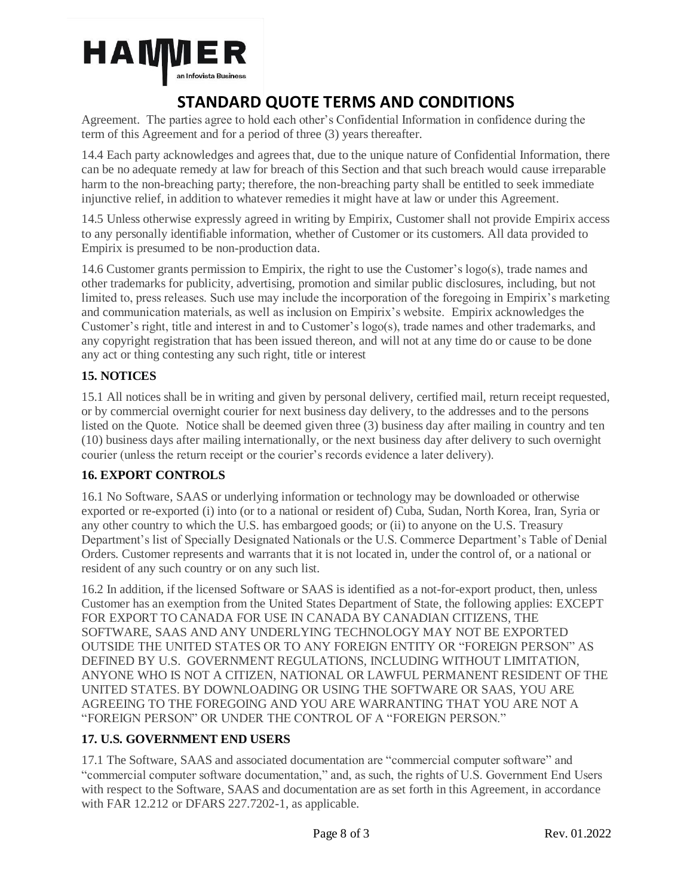Agreement. The parties agree to hold each other's Confidential Information in confidence during the term of this Agreement and for a period of three (3) years thereafter.

14.4 Each party acknowledges and agrees that, due to the unique nature of Confidential Information, there can be no adequate remedy at law for breach of this Section and that such breach would cause irreparable harm to the non-breaching party; therefore, the non-breaching party shall be entitled to seek immediate injunctive relief, in addition to whatever remedies it might have at law or under this Agreement.

14.5 Unless otherwise expressly agreed in writing by Empirix, Customer shall not provide Empirix access to any personally identifiable information, whether of Customer or its customers. All data provided to Empirix is presumed to be non-production data.

14.6 Customer grants permission to Empirix, the right to use the Customer's logo(s), trade names and other trademarks for publicity, advertising, promotion and similar public disclosures, including, but not limited to, press releases. Such use may include the incorporation of the foregoing in Empirix's marketing and communication materials, as well as inclusion on Empirix's website. Empirix acknowledges the Customer's right, title and interest in and to Customer's logo(s), trade names and other trademarks, and any copyright registration that has been issued thereon, and will not at any time do or cause to be done any act or thing contesting any such right, title or interest

**15. NOTICES**

15.1 All notices shall be in writing and given by personal delivery, certified mail, return receipt requested, or by commercial overnight courier for next business day delivery, to the addresses and to the persons listed on the Quote. Notice shall be deemed given three (3) business day after mailing in country and ten (10) business days after mailing internationally, or the next business day after delivery to such overnight courier (unless the return receipt or the courier's records evidence a later delivery).

**16. EXPORT CONTROLS**

16.1 No Software, SAAS or underlying information or technology may be downloaded or otherwise exported or re-exported (i) into (or to a national or resident of) Cuba, Sudan, North Korea, Iran, Syria or any other country to which the U.S. has embargoed goods; or (ii) to anyone on the U.S. Treasury Department's list of Specially Designated Nationals or the U.S. Commerce Department's Table of Denial Orders. Customer represents and warrants that it is not located in, under the control of, or a national or resident of any such country or on any such list.

16.2 In addition, if the licensed Software or SAAS is identified as a not-for-export product, then, unless Customer has an exemption from the United States Department of State, the following applies: EXCEPT FOR EXPORT TO CANADA FOR USE IN CANADA BY CANADIAN CITIZENS, THE SOFTWARE, SAAS AND ANY UNDERLYING TECHNOLOGY MAY NOT BE EXPORTED OUTSIDE THE UNITED STATES OR TO ANY FOREIGN ENTITY OR "FOREIGN PERSON" AS DEFINED BY U.S. GOVERNMENT REGULATIONS, INCLUDING WITHOUT LIMITATION, ANYONE WHO IS NOT A CITIZEN, NATIONAL OR LAWFUL PERMANENT RESIDENT OF THE UNITED STATES. BY DOWNLOADING OR USING THE SOFTWARE OR SAAS, YOU ARE AGREEING TO THE FOREGOING AND YOU ARE WARRANTING THAT YOU ARE NOT A "FOREIGN PERSON" OR UNDER THE CONTROL OF A "FOREIGN PERSON."

**17. U.S. GOVERNMENT END USERS**

17.1 The Software, SAAS and associated documentation are "commercial computer software" and "commercial computer software documentation," and, as such, the rights of U.S. Government End Users with respect to the Software, SAAS and documentation are as set forth in this Agreement, in accordance with FAR 12.212 or DFARS 227.7202-1, as applicable.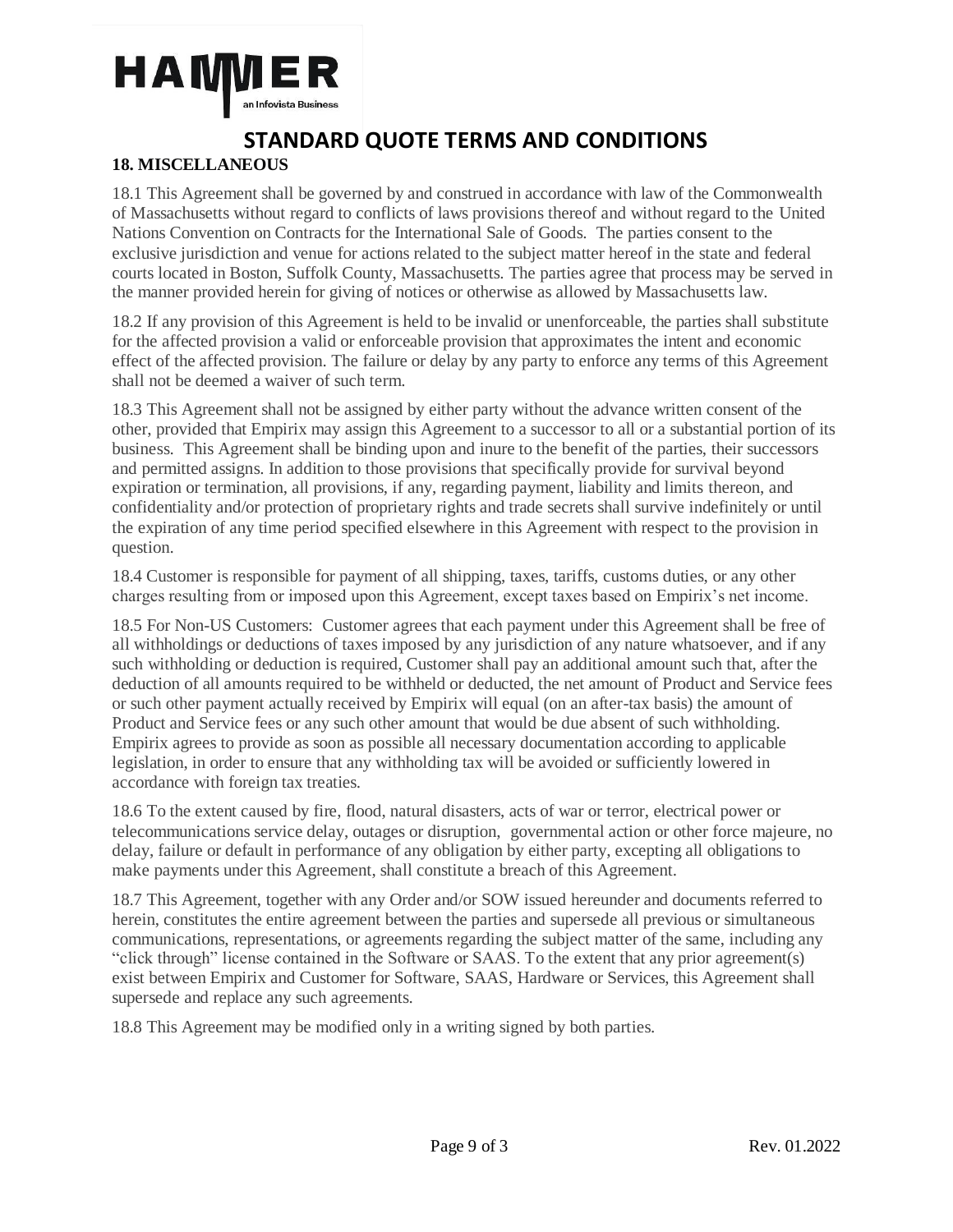# STANDARD QUOTE TERMS AND CONDITIONS

## 18. MISCELLANEOUS

18.1 This Agreement shall be governed by and construed in accordance with law of the Commonwealth of Massachusetts without regard to conflicts of laws provisions thereof and without regard to the United Nations Convention on Contracts for the International Sale of Goods. The parties consent to the exclusive jurisdiction and venue for actions related to the subject matter hereof in the state and federal courts located in Boston, Suffolk County, Massachusetts. The parties agree that process may be served in the manner provided herein for giving of notices or otherwise as allowed by Massachusetts law.

18.2 If any provision of this Agreement is held to be invalid or unenforceable, the parties shall substitute for the affected provision a valid or enforceable provision that approximates the intent and economic effect of the affected provision. The failure or delay by any party to enforce any terms of this Agreement shall not be deemed a waiver of such term.

18.3 This Agreement shall not be assigned by either party without the advance written consent of the other, provided that Empirix may assign this Agreement to a successor to all or a substantial portion of its business. This Agreement shall be binding upon and inure to the benefit of the parties, their successors and permitted assigns. In addition to those provisions that specifically provide for survival beyond expiration or termination, all provisions, if any, regarding payment, liability and limits thereon, and confidentiality and/or protection of proprietary rights and trade secrets shall survive indefinitely or until the expiration of any time period specified elsewhere in this Agreement with respect to the provision in question.

18.4 Customer is responsible for payment of all shipping, taxes, tariffs, customs duties, or any other charges resulting from or imposed upon this Agreement, except taxes based on Empirix's net income.

18.5 For Non-US Customers: Customer agrees that each payment under this Agreement shall be free of all withholdings or deductions of taxes imposed by any jurisdiction of any nature whatsoever, and if any such withholding or deduction is required, Customer shall pay an additional amount such that, after the deduction of all amounts required to be withheld or deducted, the net amount of Product and Service fees or such other payment actually received by Empirix will equal (on an after-tax basis) the amount of Product and Service fees or any such other amount that would be due absent of such withholding. Empirix agrees to provide as soon as possible all necessary documentation according to applicable legislation, in order to ensure that any withholding tax will be avoided or sufficiently lowered in accordance with foreign tax treaties.

18.6 To the extent caused by fire, flood, natural disasters, acts of war or terror, electrical power or telecommunications service delay, outages or disruption, governmental action or other force majeure, no delay, failure or default in performance of any obligation by either party, excepting all obligations to make payments under this Agreement, shall constitute a breach of this Agreement.

18.7 This Agreement, together with any Order and/or SOW issued hereunder and documents referred to herein, constitutes the entire agreement between the parties and supersede all previous or simultaneous communications, representations, or agreements regarding the subject matter of the same, including any "click through" license contained in the Software or SAAS. To the extent that any prior agreement(s) exist between Empirix and Customer for Software, SAAS, Hardware or Services, this Agreement shall supersede and replace any such agreements.

18.8 This Agreement may be modified only in a writing signed by both parties.